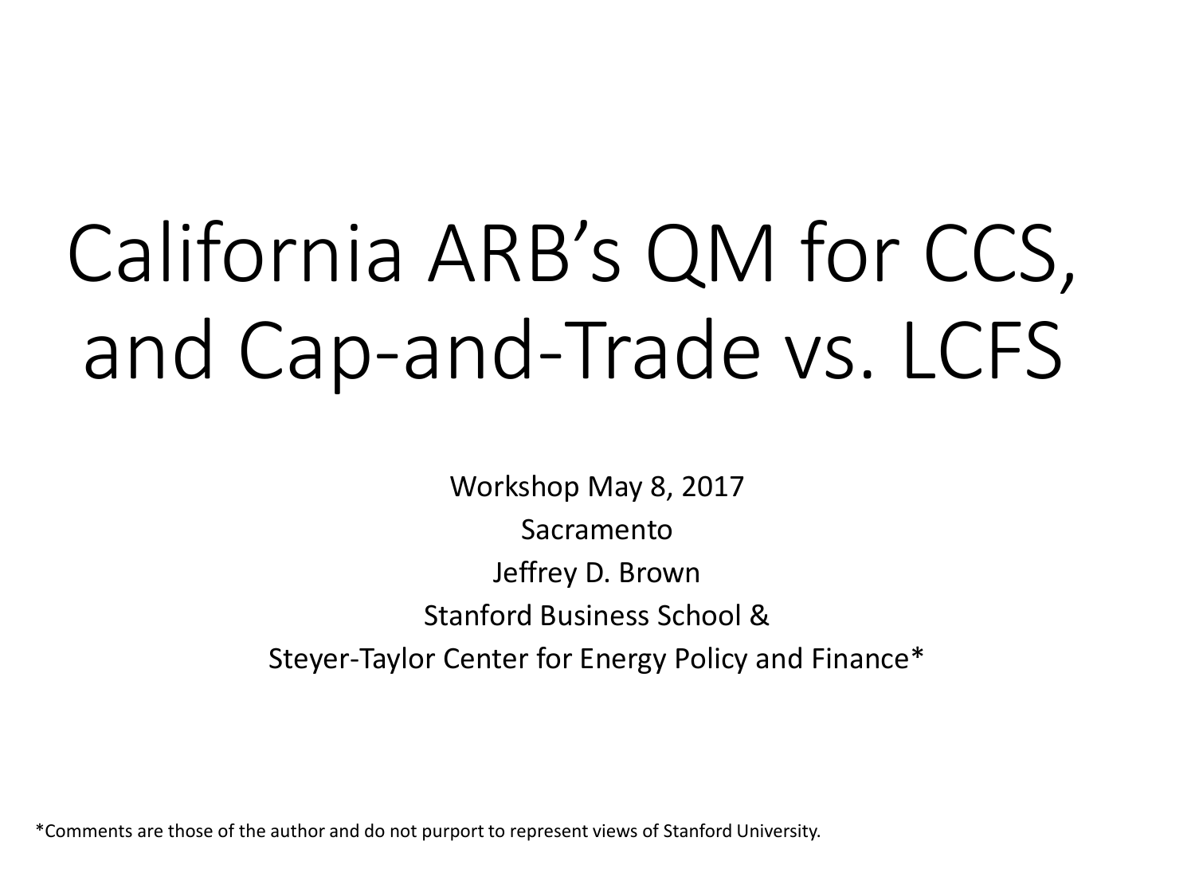# California ARB's QM for CCS, and Cap-and-Trade vs. LCFS

Workshop May 8, 2017

Sacramento

Jeffrey D. Brown

Stanford Business School &

Steyer-Taylor Center for Energy Policy and Finance*

*Comments are those of the author and do not purport to represent views of Stanford University.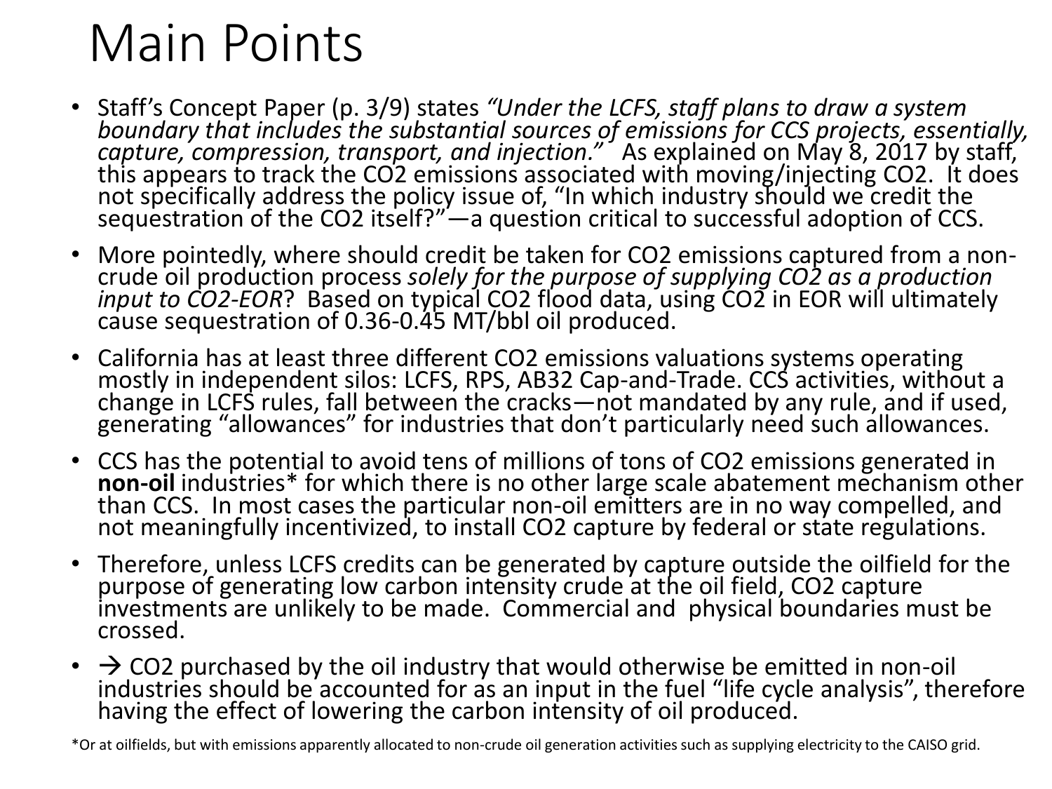# Main Points

- Staff's Concept Paper (p. 3/9) states *"Under the LCFS, staff plans to draw a system boundary that includes the substantial sources of emissions for CCS projects, essentially, capture, compression, transport, and injection."* As explained on May 8, 2017 by staff, this appears to track the $CO_2$ emissions associated with moving/injecting $CO_2$. It does not specifically address the policy issue of, "In which industry should we credit the sequestration of the $CO_2$ itself?"—a question critical to successful adoption of CCS.
- More pointedly, where should credit be taken for $CO_2$ emissions captured from a non-crude oil production process *solely for the purpose of supplying $CO_2$ as a production input to $CO_2$-EOR*? Based on typical $CO_2$ flood data, using $CO_2$ in EOR will ultimately cause sequestration of 0.36-0.45 MT/bbl oil produced.
- California has at least three different $CO_2$ emissions valuations systems operating mostly in independent silos: LCFS, RPS, AB32 Cap-and-Trade. CCS activities, without a change in LCFS rules, fall between the cracks—not mandated by any rule, and if used, generating "allowances" for industries that don't particularly need such allowances.
- CCS has the potential to avoid tens of millions of tons of $CO_2$ emissions generated in **non-oil** industries* for which there is no other large scale abatement mechanism other than CCS. In most cases the particular non-oil emitters are in no way compelled, and not meaningfully incentivized, to install $CO_2$ capture by federal or state regulations.
- Therefore, unless LCFS credits can be generated by capture outside the oilfield for the purpose of generating low carbon intensity crude at the oil field, $CO_2$ capture investments are unlikely to be made. Commercial and physical boundaries must be crossed.
- → $CO_2$ purchased by the oil industry that would otherwise be emitted in non-oil industries should be accounted for as an input in the fuel "life cycle analysis", therefore having the effect of lowering the carbon intensity of oil produced.

*Or at oilfields, but with emissions apparently allocated to non-crude oil generation activities such as supplying electricity to the CAISO grid.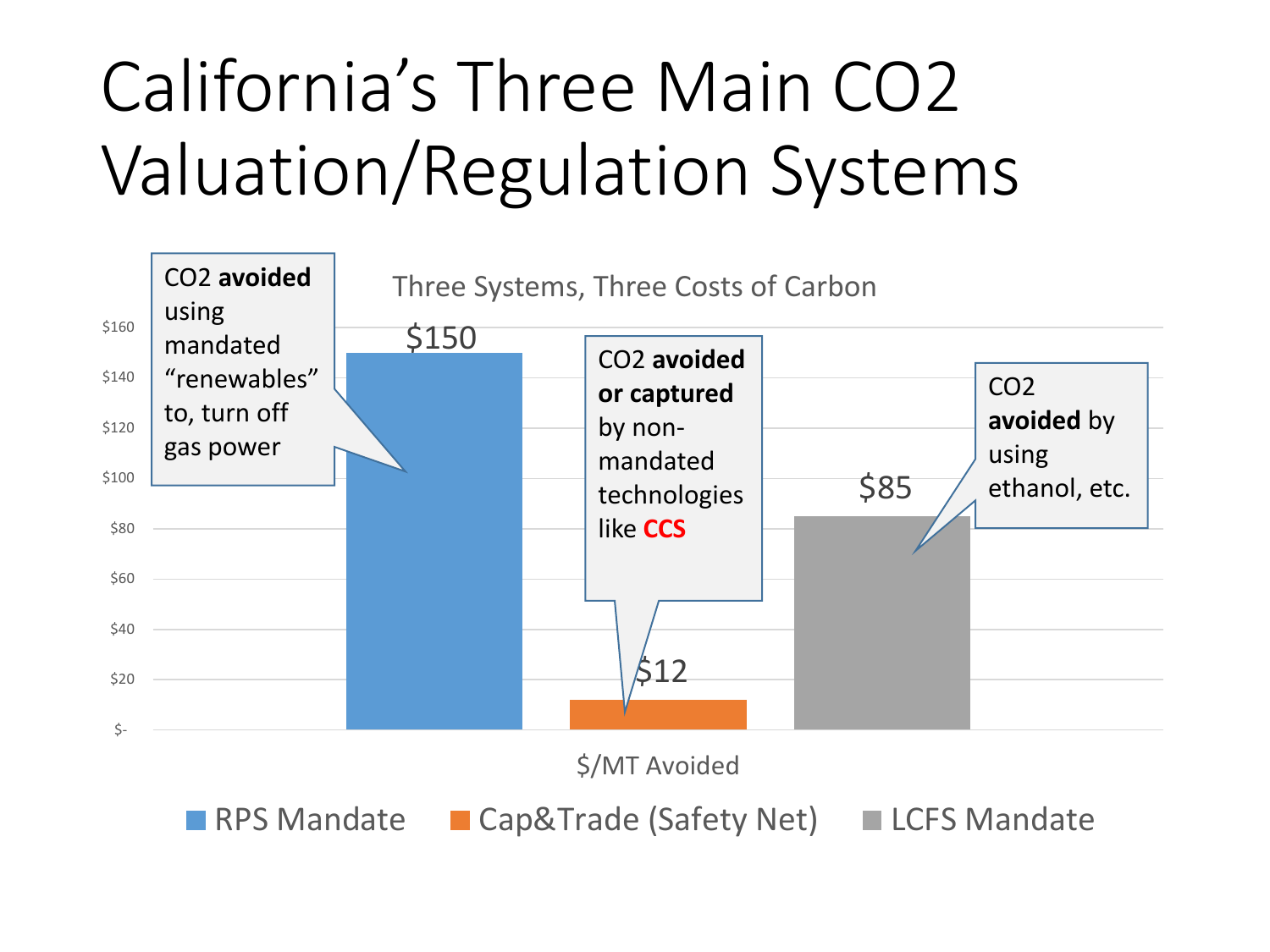# California's Three Main $CO_2$ Valuation/Regulation Systems

Three Systems, Three Costs of Carbon

| | RPS Mandate | Cap&Trade (Safety Net) | LCFS Mandate |
|---|---|---|---|
| $/MT Avoided | $150 | $12 | $85 |

- RPS Mandate: $CO_2$ **avoided** using mandated "renewables" to, turn off gas power
- Cap&Trade (Safety Net): $CO_2$ **avoided or captured** by non-mandated technologies like **CCS**
- LCFS Mandate: $CO_2$ **avoided** by using ethanol, etc.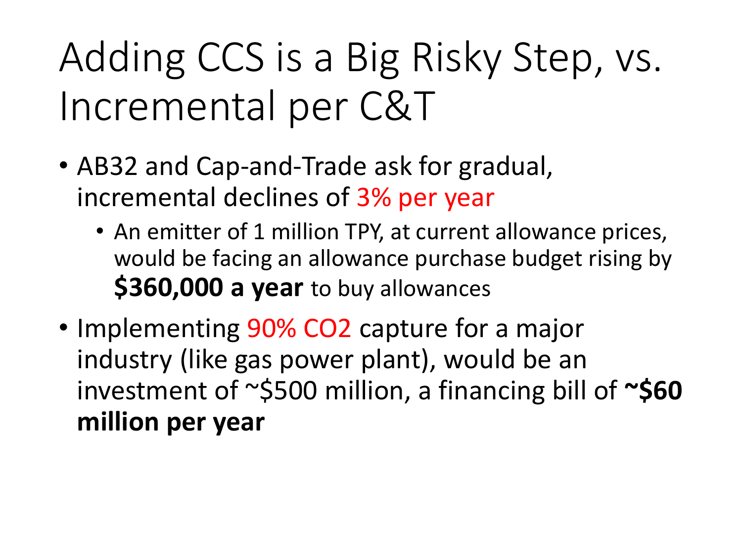# Adding CCS is a Big Risky Step, vs. Incremental per C&T

- AB32 and Cap-and-Trade ask for gradual, incremental declines of 3% per year
  - An emitter of 1 million TPY, at current allowance prices, would be facing an allowance purchase budget rising by **$360,000 a year** to buy allowances
- Implementing 90% $CO_2$ capture for a major industry (like gas power plant), would be an investment of ~$500 million, a financing bill of **~$60 million per year**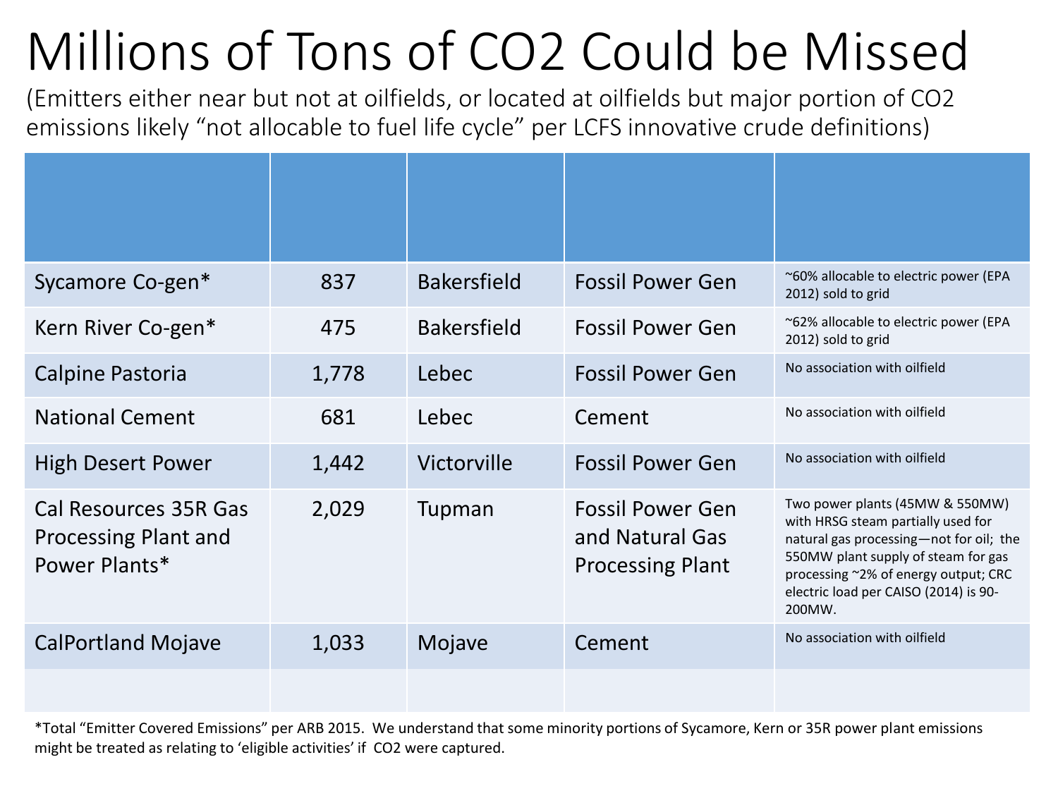# Millions of Tons of CO2 Could be Missed

(Emitters either near but not at oilfields, or located at oilfields but major portion of CO2 emissions likely “not allocable to fuel life cycle” per LCFS innovative crude definitions)

| | | | | |
|---|---|---|---|---|
| Sycamore Co-gen* | 837 | Bakersfield | Fossil Power Gen | ~60% allocable to electric power (EPA 2012) sold to grid |
| Kern River Co-gen* | 475 | Bakersfield | Fossil Power Gen | ~62% allocable to electric power (EPA 2012) sold to grid |
| Calpine Pastoria | 1,778 | Lebec | Fossil Power Gen | No association with oilfield |
| National Cement | 681 | Lebec | Cement | No association with oilfield |
| High Desert Power | 1,442 | Victorville | Fossil Power Gen | No association with oilfield |
| Cal Resources 35R Gas Processing Plant and Power Plants* | 2,029 | Tupman | Fossil Power Gen and Natural Gas Processing Plant | Two power plants (45MW & 550MW) with HRSG steam partially used for natural gas processing—not for oil; the 550MW plant supply of steam for gas processing ~2% of energy output; CRC electric load per CAISO (2014) is 90-200MW. |
| CalPortland Mojave | 1,033 | Mojave | Cement | No association with oilfield |
| | | | | |

*Total “Emitter Covered Emissions” per ARB 2015. We understand that some minority portions of Sycamore, Kern or 35R power plant emissions might be treated as relating to ‘eligible activities’ if CO2 were captured.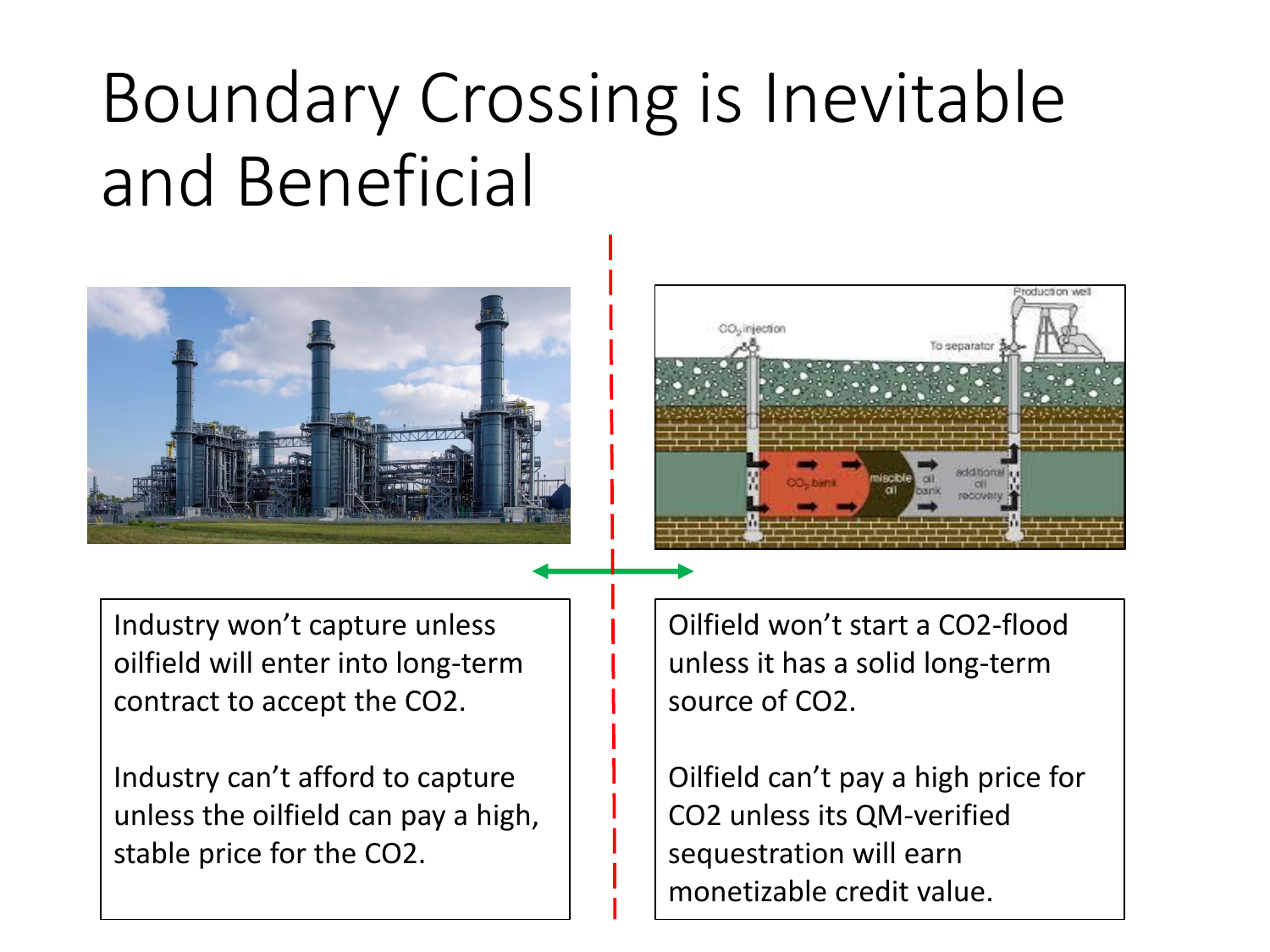# Boundary Crossing is Inevitable and Beneficial

Industry won't capture unless oilfield will enter into long-term contract to accept the $CO_2$.

Industry can't afford to capture unless the oilfield can pay a high, stable price for the $CO_2$.

Oilfield won't start a $CO_2$-flood unless it has a solid long-term source of $CO_2$.

Oilfield can't pay a high price for $CO_2$ unless its QM-verified sequestration will earn monetizable credit value.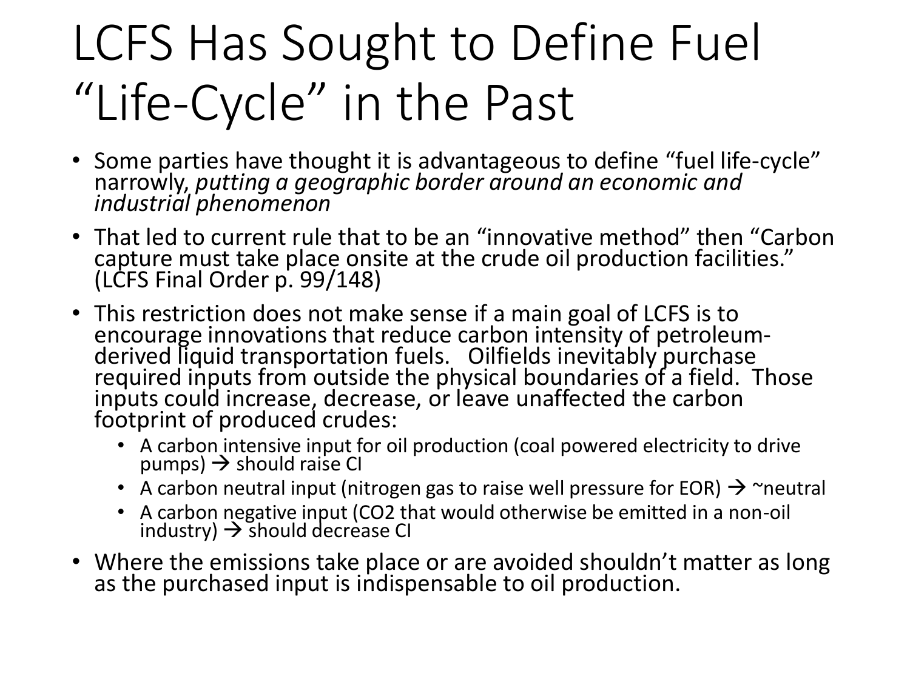# LCFS Has Sought to Define Fuel "Life-Cycle" in the Past

- Some parties have thought it is advantageous to define "fuel life-cycle" narrowly, *putting a geographic border around an economic and industrial phenomenon*
- That led to current rule that to be an "innovative method" then "Carbon capture must take place onsite at the crude oil production facilities." (LCFS Final Order p. 99/148)
- This restriction does not make sense if a main goal of LCFS is to encourage innovations that reduce carbon intensity of petroleum-derived liquid transportation fuels. Oilfields inevitably purchase required inputs from outside the physical boundaries of a field. Those inputs could increase, decrease, or leave unaffected the carbon footprint of produced crudes:
  - A carbon intensive input for oil production (coal powered electricity to drive pumps) → should raise CI
  - A carbon neutral input (nitrogen gas to raise well pressure for EOR) → ~neutral
  - A carbon negative input ($CO_2$ that would otherwise be emitted in a non-oil industry) → should decrease CI
- Where the emissions take place or are avoided shouldn't matter as long as the purchased input is indispensable to oil production.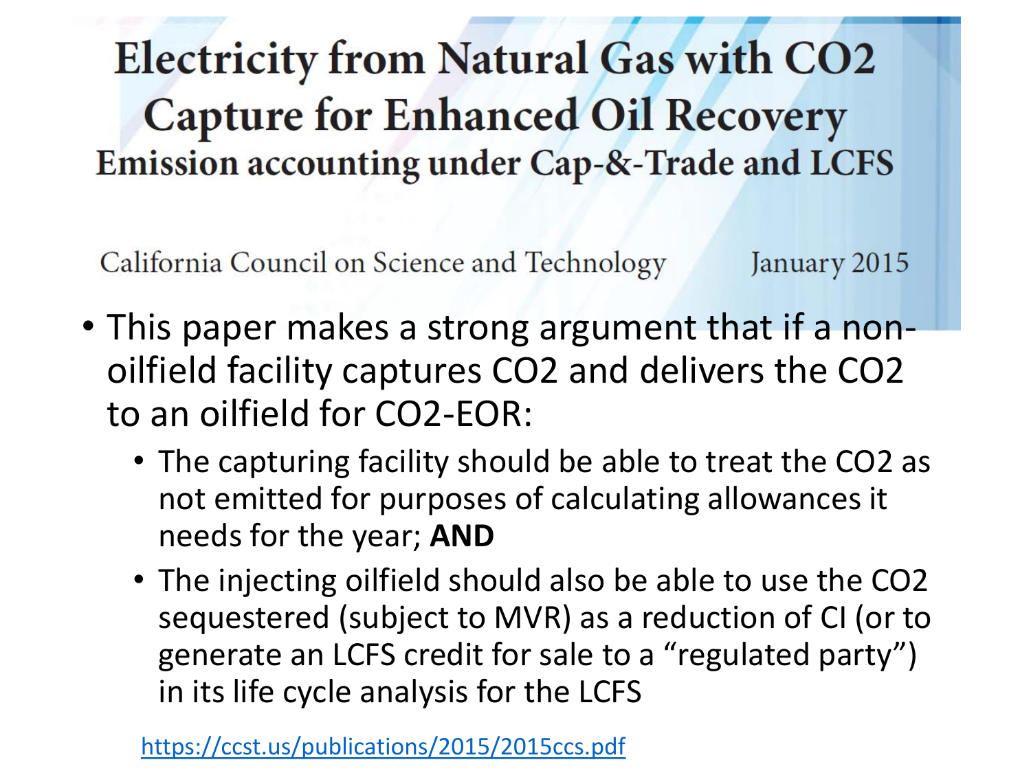# Electricity from Natural Gas with $CO_2$ Capture for Enhanced Oil Recovery

## Emission accounting under Cap-&-Trade and LCFS

California Council on Science and Technology January 2015

- This paper makes a strong argument that if a non-oilfield facility captures $CO_2$ and delivers the $CO_2$ to an oilfield for $CO_2$-EOR:
  - The capturing facility should be able to treat the $CO_2$ as not emitted for purposes of calculating allowances it needs for the year; **AND**
  - The injecting oilfield should also be able to use the $CO_2$ sequestered (subject to MVR) as a reduction of CI (or to generate an LCFS credit for sale to a "regulated party") in its life cycle analysis for the LCFS

https://ccst.us/publications/2015/2015ccs.pdf